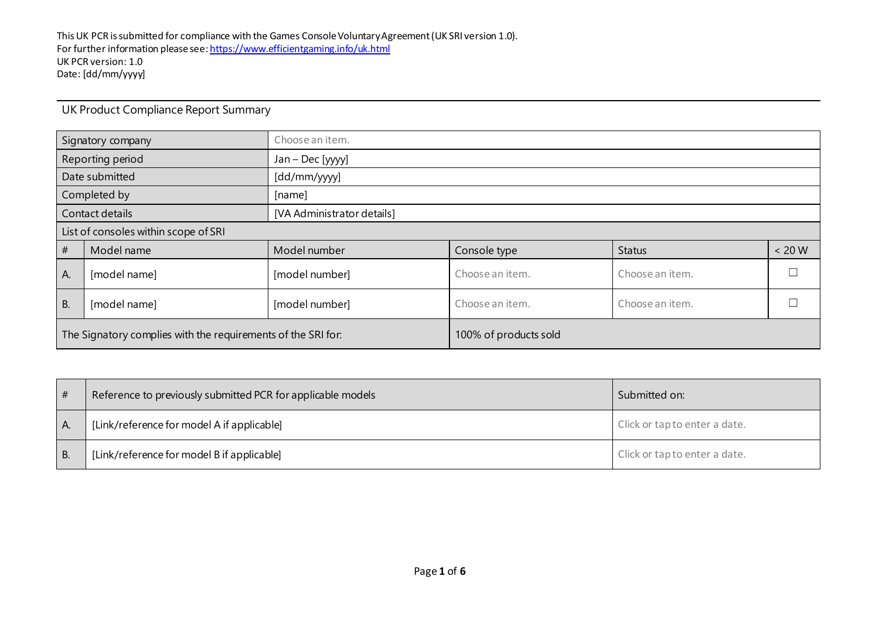This UK PCR is submitted for compliance with the Games Console Voluntary Agreement (UK SRI version 1.0).
For further information please see: https://www.efficientgaming.info/uk.html
UK PCR version: 1.0
Date: [dd/mm/yyyy]

## UK Product Compliance Report Summary

| Signatory company | | Choose an item. | | | |
|---|---|---|---|---|---|
| Reporting period | | Jan – Dec [yyyy] | | | |
| Date submitted | | [dd/mm/yyyy] | | | |
| Completed by | | [name] | | | |
| Contact details | | [VA Administrator details] | | | |
| List of consoles within scope of SRI | | | | | |
| # | Model name | Model number | Console type | Status | < 20 W |
| A. | [model name] | [model number] | Choose an item. | Choose an item. | ☐ |
| B. | [model name] | [model number] | Choose an item. | Choose an item. | ☐ |
| The Signatory complies with the requirements of the SRI for: | | | 100% of products sold | | |

| # | Reference to previously submitted PCR for applicable models | Submitted on: |
|---|---|---|
| A. | [Link/reference for model A if applicable] | Click or tap to enter a date. |
| B. | [Link/reference for model B if applicable] | Click or tap to enter a date. |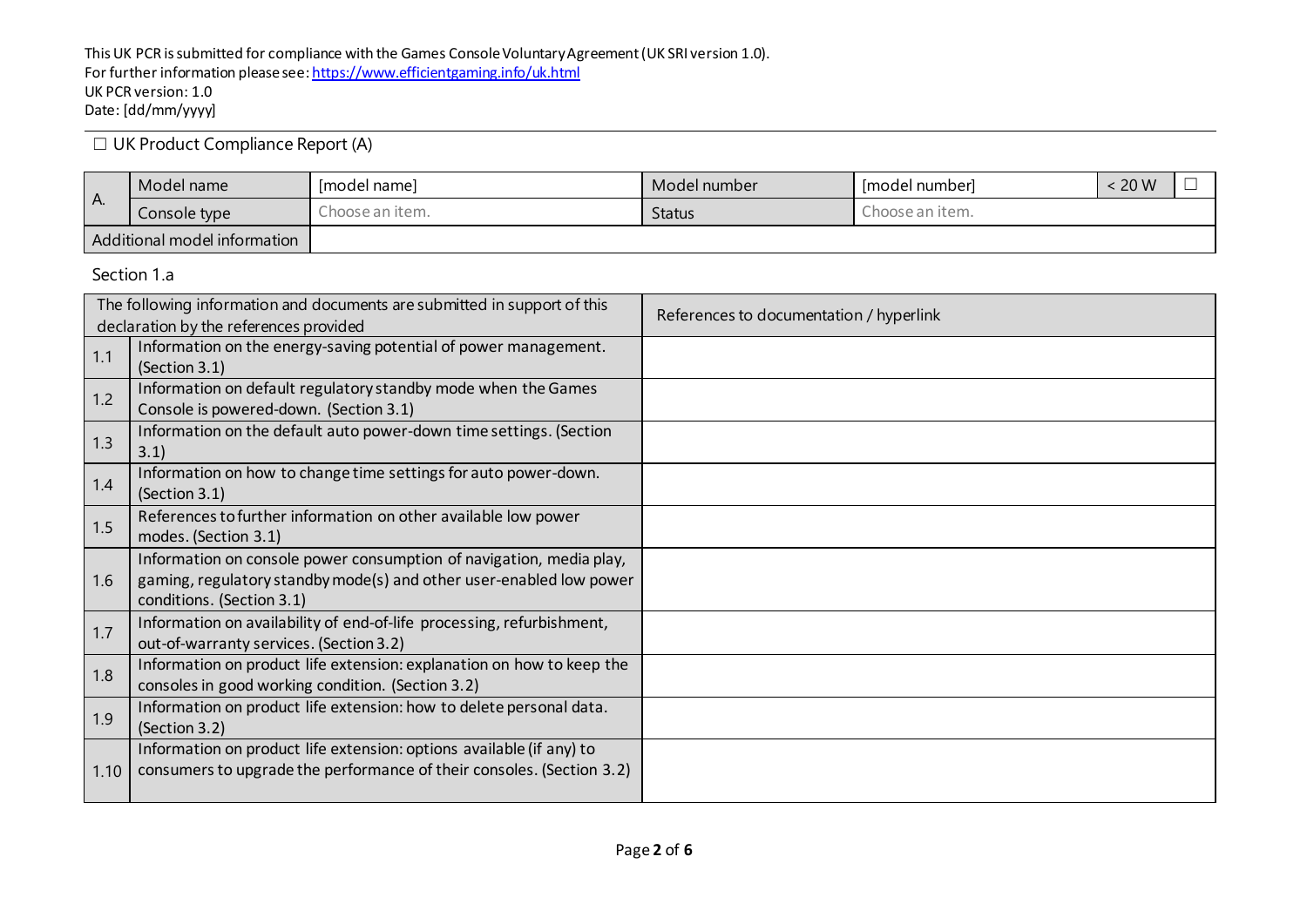This UK PCR is submitted for compliance with the Games Console Voluntary Agreement (UK SRI version 1.0).
For further information please see: https://www.efficientgaming.info/uk.html
UK PCR version: 1.0
Date: [dd/mm/yyyy]

☐ UK Product Compliance Report (A)

| A. | Model name | [model name] | Model number | [model number] | < 20 W | ☐ |
|---|---|---|---|---|---|---|
| | Console type | Choose an item. | Status | Choose an item. | | |
| Additional model information | | | | | | |

Section 1.a

| | The following information and documents are submitted in support of this declaration by the references provided | References to documentation / hyperlink |
|---|---|---|
| 1.1 | Information on the energy-saving potential of power management. (Section 3.1) | |
| 1.2 | Information on default regulatory standby mode when the Games Console is powered-down. (Section 3.1) | |
| 1.3 | Information on the default auto power-down time settings. (Section 3.1) | |
| 1.4 | Information on how to change time settings for auto power-down. (Section 3.1) | |
| 1.5 | References to further information on other available low power modes. (Section 3.1) | |
| 1.6 | Information on console power consumption of navigation, media play, gaming, regulatory standby mode(s) and other user-enabled low power conditions. (Section 3.1) | |
| 1.7 | Information on availability of end-of-life processing, refurbishment, out-of-warranty services. (Section 3.2) | |
| 1.8 | Information on product life extension: explanation on how to keep the consoles in good working condition. (Section 3.2) | |
| 1.9 | Information on product life extension: how to delete personal data. (Section 3.2) | |
| 1.10 | Information on product life extension: options available (if any) to consumers to upgrade the performance of their consoles. (Section 3.2) | |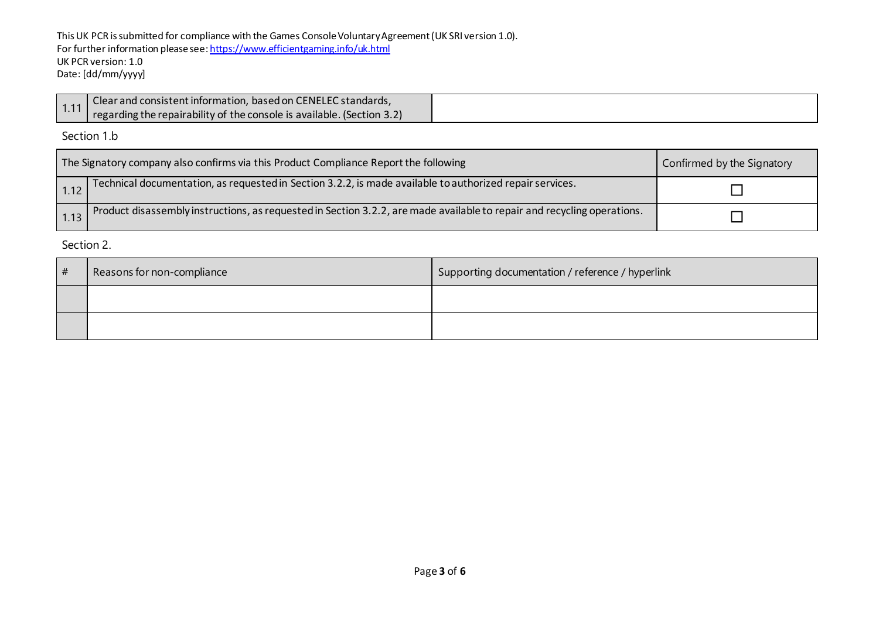| 1.11 | Clear and consistent information, based on CENELEC standards, regarding the repairability of the console is available. (Section 3.2) | |
|---|---|---|

Section 1.b

| The Signatory company also confirms via this Product Compliance Report the following | | Confirmed by the Signatory |
|---|---|---|
| 1.12 | Technical documentation, as requested in Section 3.2.2, is made available to authorized repair services. | ☐ |
| 1.13 | Product disassembly instructions, as requested in Section 3.2.2, are made available to repair and recycling operations. | ☐ |

Section 2.

| # | Reasons for non-compliance | Supporting documentation / reference / hyperlink |
|---|---|---|
| | | |
| | | |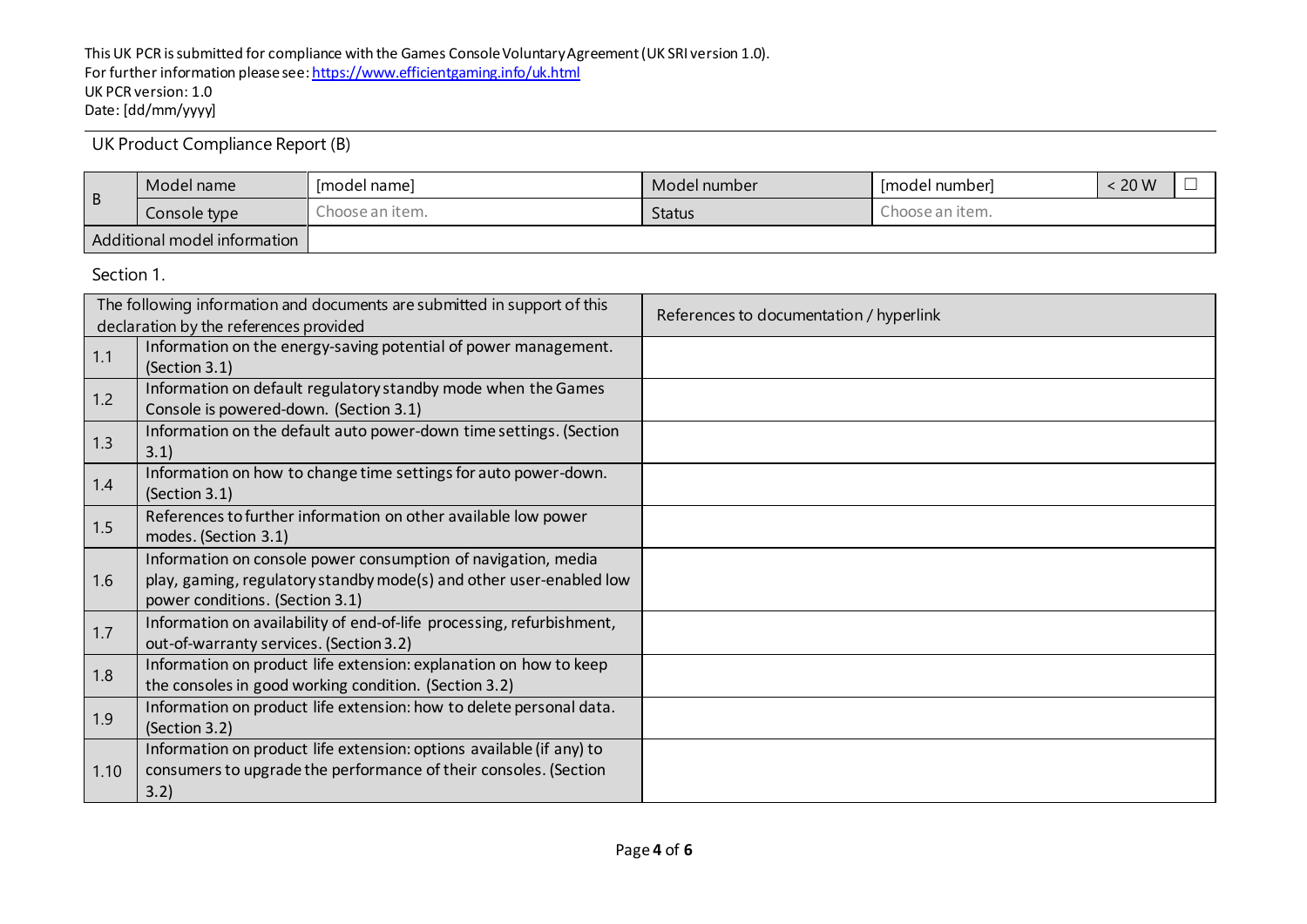This UK PCR is submitted for compliance with the Games Console Voluntary Agreement (UK SRI version 1.0).
For further information please see: https://www.efficientgaming.info/uk.html
UK PCR version: 1.0
Date: [dd/mm/yyyy]

## UK Product Compliance Report (B)

| B | Model name | [model name] | Model number | [model number] | < 20 W | ☐ |
|---|---|---|---|---|---|---|
| | Console type | Choose an item. | Status | Choose an item. | | |
| Additional model information | | | | | | |

Section 1.

| | The following information and documents are submitted in support of this declaration by the references provided | References to documentation / hyperlink |
|---|---|---|
| 1.1 | Information on the energy-saving potential of power management. (Section 3.1) | |
| 1.2 | Information on default regulatory standby mode when the Games Console is powered-down. (Section 3.1) | |
| 1.3 | Information on the default auto power-down time settings. (Section 3.1) | |
| 1.4 | Information on how to change time settings for auto power-down. (Section 3.1) | |
| 1.5 | References to further information on other available low power modes. (Section 3.1) | |
| 1.6 | Information on console power consumption of navigation, media play, gaming, regulatory standby mode(s) and other user-enabled low power conditions. (Section 3.1) | |
| 1.7 | Information on availability of end-of-life processing, refurbishment, out-of-warranty services. (Section 3.2) | |
| 1.8 | Information on product life extension: explanation on how to keep the consoles in good working condition. (Section 3.2) | |
| 1.9 | Information on product life extension: how to delete personal data. (Section 3.2) | |
| 1.10 | Information on product life extension: options available (if any) to consumers to upgrade the performance of their consoles. (Section 3.2) | |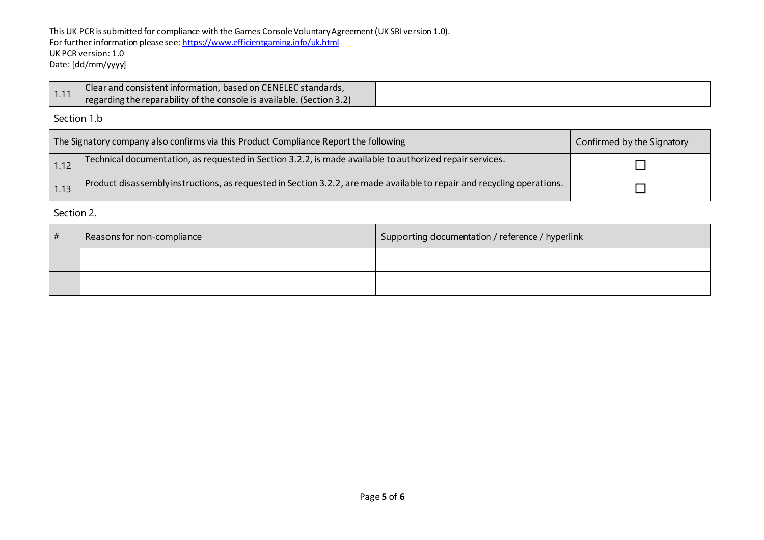This UK PCR is submitted for compliance with the Games Console Voluntary Agreement (UK SRI version 1.0).
For further information please see: [https://www.efficientgaming.info/uk.html](https://www.efficientgaming.info/uk.html)
UK PCR version: 1.0
Date: [dd/mm/yyyy]

| | | |
|---|---|---|
| 1.11 | Clear and consistent information, based on CENELEC standards, regarding the reparability of the console is available. (Section 3.2) | |

Section 1.b

| The Signatory company also confirms via this Product Compliance Report the following | | Confirmed by the Signatory |
|---|---|---|
| 1.12 | Technical documentation, as requested in Section 3.2.2, is made available to authorized repair services. | ☐ |
| 1.13 | Product disassembly instructions, as requested in Section 3.2.2, are made available to repair and recycling operations. | ☐ |

Section 2.

| # | Reasons for non-compliance | Supporting documentation / reference / hyperlink |
|---|---|---|
| | | |
| | | |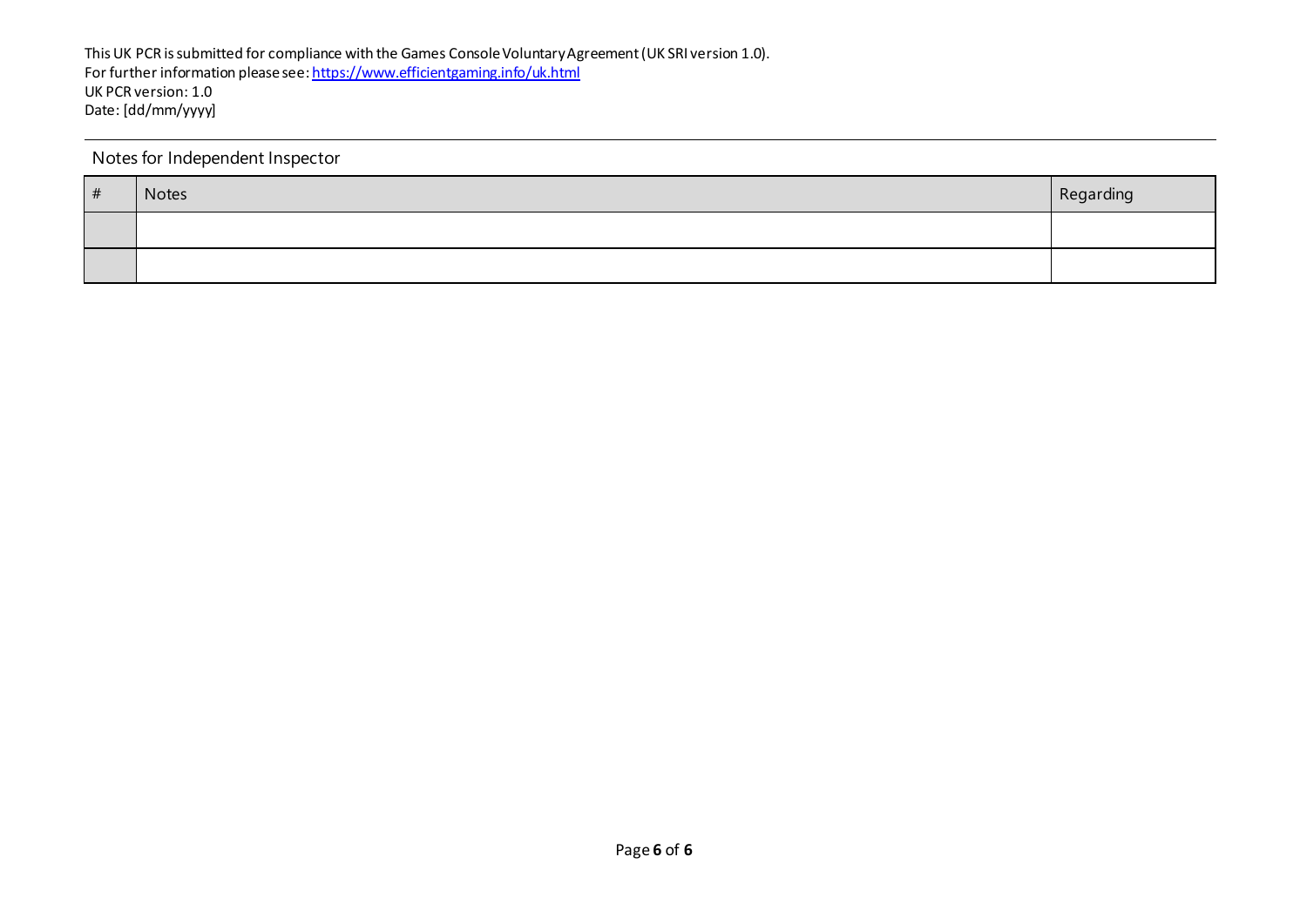This UK PCR is submitted for compliance with the Games Console Voluntary Agreement (UK SRI version 1.0).
For further information please see: https://www.efficientgaming.info/uk.html
UK PCR version: 1.0
Date: [dd/mm/yyyy]

## Notes for Independent Inspector

| # | Notes | Regarding |
|---|---|---|
| | | |
| | | |